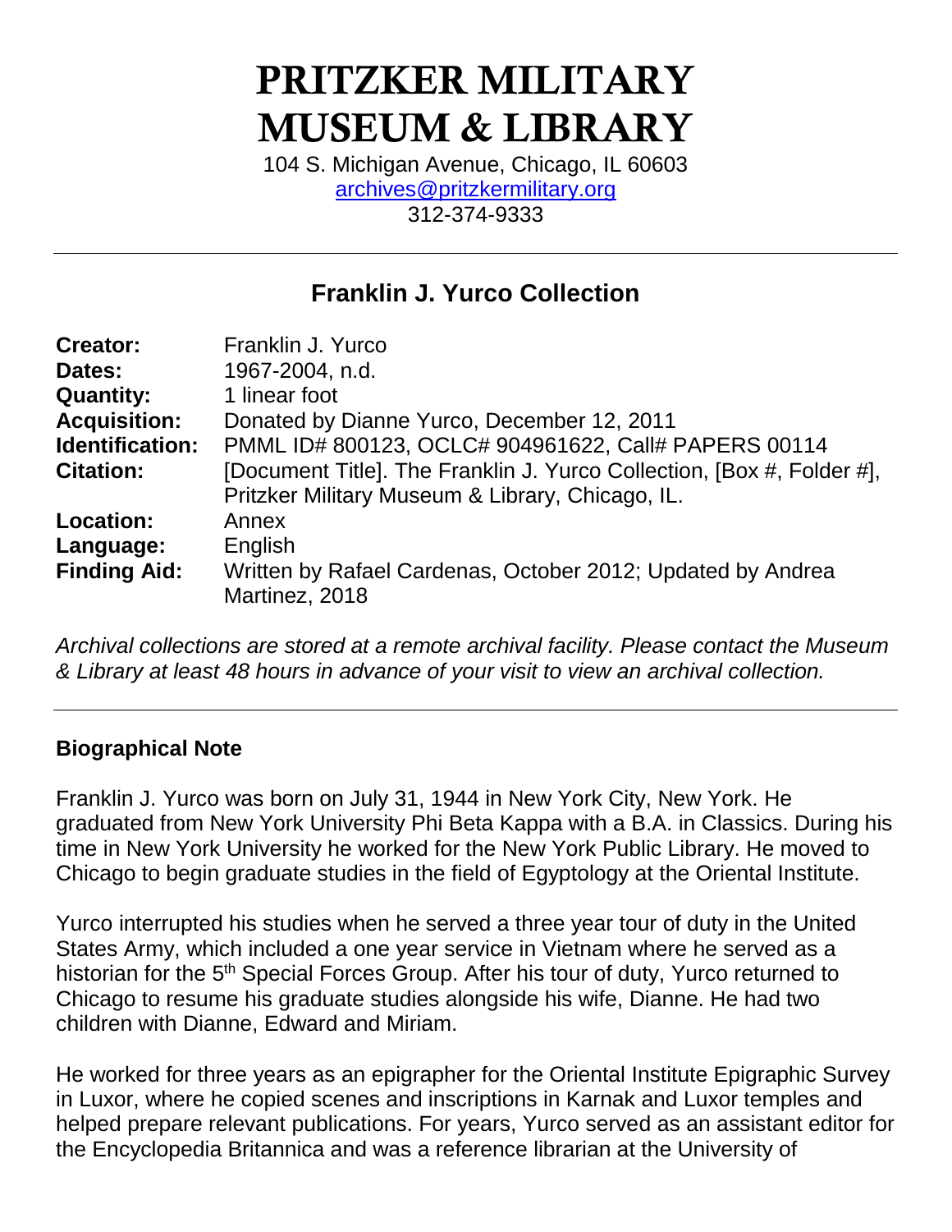# PRITZKER MILITARY MUSEUM & LIBRARY

104 S. Michigan Avenue, Chicago, IL 60603
archives@pritzkermilitary.org
312-374-9333

---

## Franklin J. Yurco Collection

| | |
|---|---|
| **Creator:** | Franklin J. Yurco |
| **Dates:** | 1967-2004, n.d. |
| **Quantity:** | 1 linear foot |
| **Acquisition:** | Donated by Dianne Yurco, December 12, 2011 |
| **Identification:** | PMML ID# 800123, OCLC# 904961622, Call# PAPERS 00114 |
| **Citation:** | [Document Title]. The Franklin J. Yurco Collection, [Box #, Folder #], Pritzker Military Museum & Library, Chicago, IL. |
| **Location:** | Annex |
| **Language:** | English |
| **Finding Aid:** | Written by Rafael Cardenas, October 2012; Updated by Andrea Martinez, 2018 |

*Archival collections are stored at a remote archival facility. Please contact the Museum & Library at least 48 hours in advance of your visit to view an archival collection.*

---

### Biographical Note

Franklin J. Yurco was born on July 31, 1944 in New York City, New York. He graduated from New York University Phi Beta Kappa with a B.A. in Classics. During his time in New York University he worked for the New York Public Library. He moved to Chicago to begin graduate studies in the field of Egyptology at the Oriental Institute.

Yurco interrupted his studies when he served a three year tour of duty in the United States Army, which included a one year service in Vietnam where he served as a historian for the 5th Special Forces Group. After his tour of duty, Yurco returned to Chicago to resume his graduate studies alongside his wife, Dianne. He had two children with Dianne, Edward and Miriam.

He worked for three years as an epigrapher for the Oriental Institute Epigraphic Survey in Luxor, where he copied scenes and inscriptions in Karnak and Luxor temples and helped prepare relevant publications. For years, Yurco served as an assistant editor for the Encyclopedia Britannica and was a reference librarian at the University of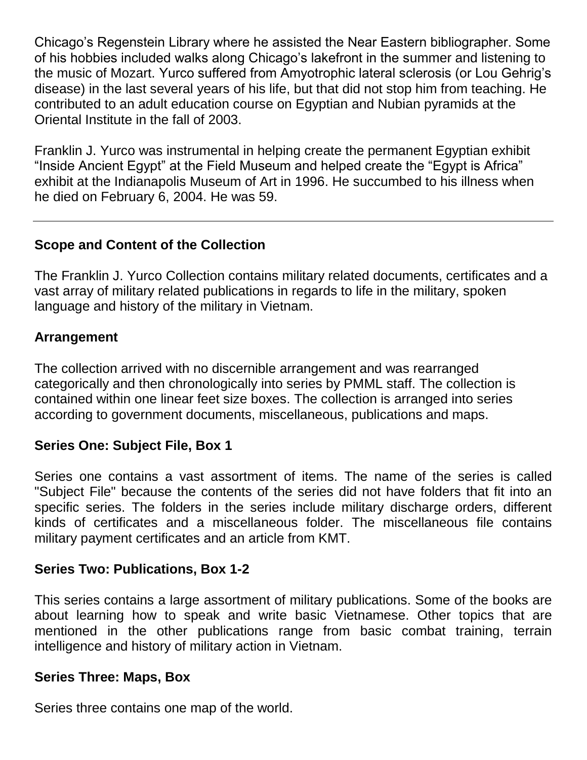Chicago's Regenstein Library where he assisted the Near Eastern bibliographer. Some of his hobbies included walks along Chicago's lakefront in the summer and listening to the music of Mozart. Yurco suffered from Amyotrophic lateral sclerosis (or Lou Gehrig's disease) in the last several years of his life, but that did not stop him from teaching. He contributed to an adult education course on Egyptian and Nubian pyramids at the Oriental Institute in the fall of 2003.

Franklin J. Yurco was instrumental in helping create the permanent Egyptian exhibit "Inside Ancient Egypt" at the Field Museum and helped create the "Egypt is Africa" exhibit at the Indianapolis Museum of Art in 1996. He succumbed to his illness when he died on February 6, 2004. He was 59.

---

**Scope and Content of the Collection**

The Franklin J. Yurco Collection contains military related documents, certificates and a vast array of military related publications in regards to life in the military, spoken language and history of the military in Vietnam.

**Arrangement**

The collection arrived with no discernible arrangement and was rearranged categorically and then chronologically into series by PMML staff. The collection is contained within one linear feet size boxes. The collection is arranged into series according to government documents, miscellaneous, publications and maps.

**Series One: Subject File, Box 1**

Series one contains a vast assortment of items. The name of the series is called "Subject File" because the contents of the series did not have folders that fit into an specific series. The folders in the series include military discharge orders, different kinds of certificates and a miscellaneous folder. The miscellaneous file contains military payment certificates and an article from KMT.

**Series Two: Publications, Box 1-2**

This series contains a large assortment of military publications. Some of the books are about learning how to speak and write basic Vietnamese. Other topics that are mentioned in the other publications range from basic combat training, terrain intelligence and history of military action in Vietnam.

**Series Three: Maps, Box**

Series three contains one map of the world.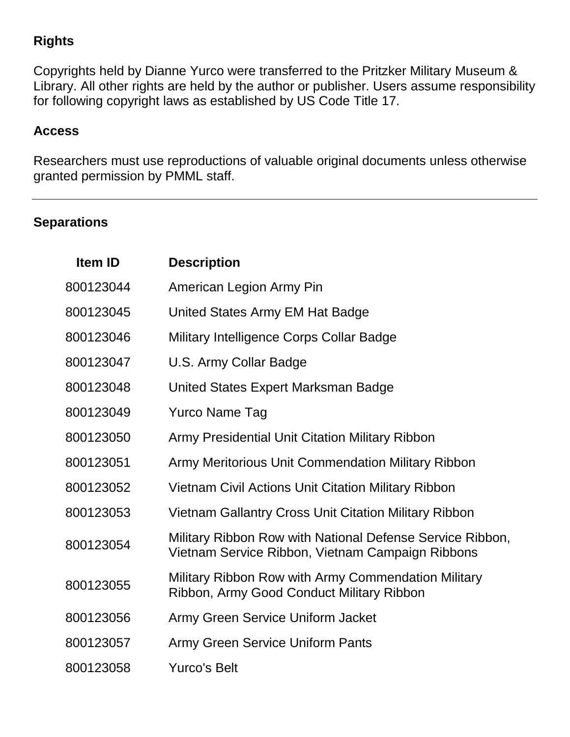## Rights

Copyrights held by Dianne Yurco were transferred to the Pritzker Military Museum & Library. All other rights are held by the author or publisher. Users assume responsibility for following copyright laws as established by US Code Title 17.

## Access

Researchers must use reproductions of valuable original documents unless otherwise granted permission by PMML staff.

---

## Separations

| Item ID | Description |
|---|---|
| 800123044 | American Legion Army Pin |
| 800123045 | United States Army EM Hat Badge |
| 800123046 | Military Intelligence Corps Collar Badge |
| 800123047 | U.S. Army Collar Badge |
| 800123048 | United States Expert Marksman Badge |
| 800123049 | Yurco Name Tag |
| 800123050 | Army Presidential Unit Citation Military Ribbon |
| 800123051 | Army Meritorious Unit Commendation Military Ribbon |
| 800123052 | Vietnam Civil Actions Unit Citation Military Ribbon |
| 800123053 | Vietnam Gallantry Cross Unit Citation Military Ribbon |
| 800123054 | Military Ribbon Row with National Defense Service Ribbon, Vietnam Service Ribbon, Vietnam Campaign Ribbons |
| 800123055 | Military Ribbon Row with Army Commendation Military Ribbon, Army Good Conduct Military Ribbon |
| 800123056 | Army Green Service Uniform Jacket |
| 800123057 | Army Green Service Uniform Pants |
| 800123058 | Yurco's Belt |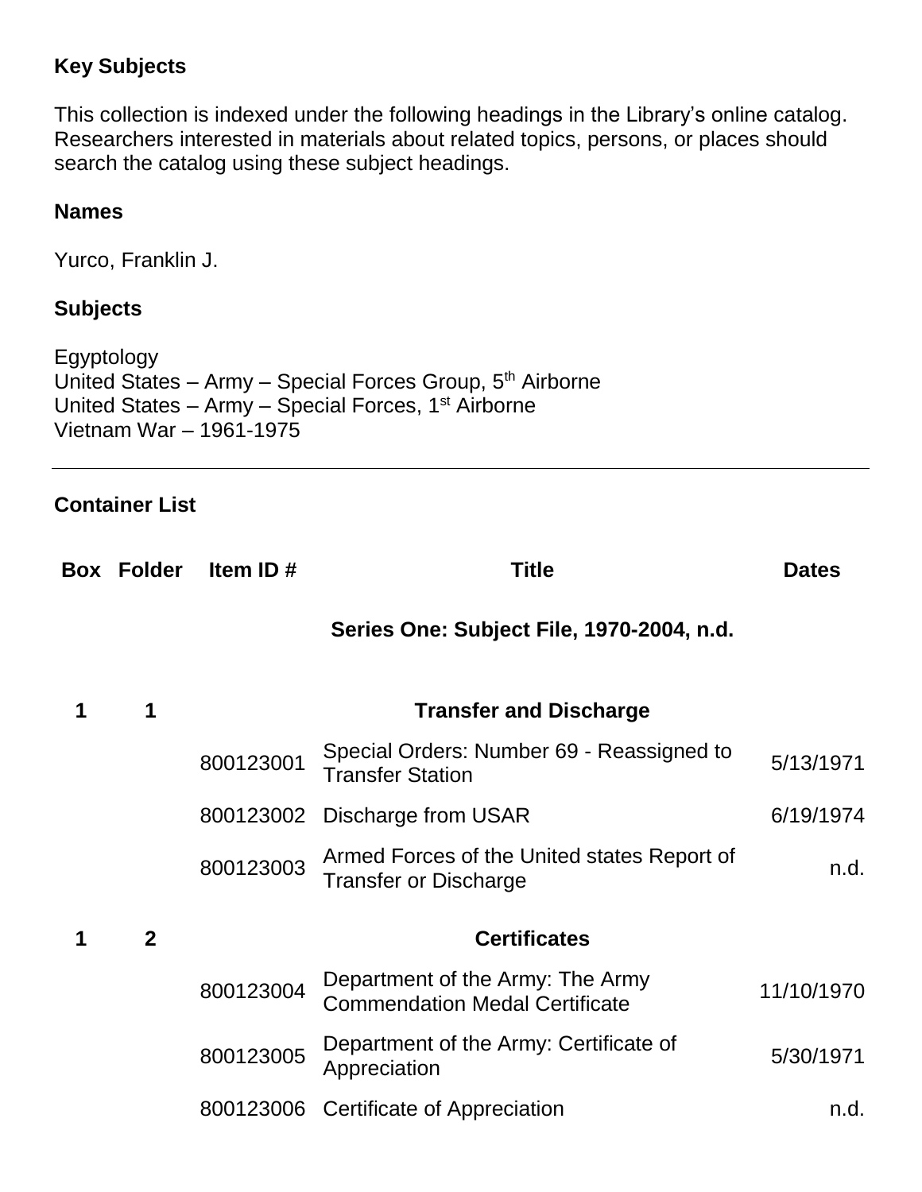## Key Subjects

This collection is indexed under the following headings in the Library's online catalog. Researchers interested in materials about related topics, persons, or places should search the catalog using these subject headings.

### Names

Yurco, Franklin J.

### Subjects

Egyptology  
United States – Army – Special Forces Group, 5th Airborne  
United States – Army – Special Forces, 1st Airborne  
Vietnam War – 1961-1975

---

## Container List

| Box | Folder | Item ID # | Title | Dates |
|---|---|---|---|---|
| | | | **Series One: Subject File, 1970-2004, n.d.** | |
| **1** | **1** | | **Transfer and Discharge** | |
| | | 800123001 | Special Orders: Number 69 - Reassigned to Transfer Station | 5/13/1971 |
| | | 800123002 | Discharge from USAR | 6/19/1974 |
| | | 800123003 | Armed Forces of the United states Report of Transfer or Discharge | n.d. |
| **1** | **2** | | **Certificates** | |
| | | 800123004 | Department of the Army: The Army Commendation Medal Certificate | 11/10/1970 |
| | | 800123005 | Department of the Army: Certificate of Appreciation | 5/30/1971 |
| | | 800123006 | Certificate of Appreciation | n.d. |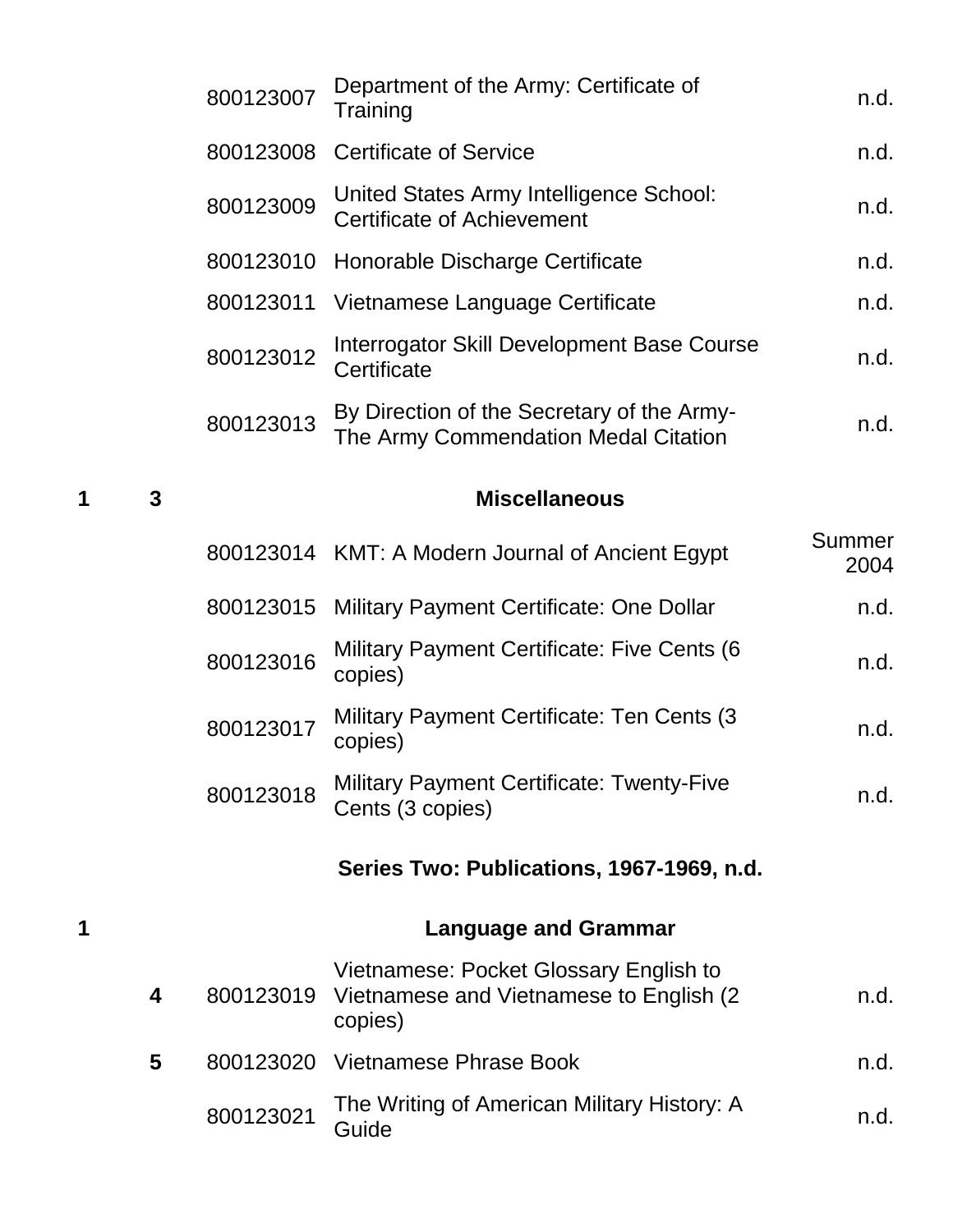| Box | Folder | ID | Title | Date |
|---|---|---|---|---|
| | | 800123007 | Department of the Army: Certificate of Training | n.d. |
| | | 800123008 | Certificate of Service | n.d. |
| | | 800123009 | United States Army Intelligence School: Certificate of Achievement | n.d. |
| | | 800123010 | Honorable Discharge Certificate | n.d. |
| | | 800123011 | Vietnamese Language Certificate | n.d. |
| | | 800123012 | Interrogator Skill Development Base Course Certificate | n.d. |
| | | 800123013 | By Direction of the Secretary of the Army- The Army Commendation Medal Citation | n.d. |
| **1** | **3** | | **Miscellaneous** | |
| | | 800123014 | KMT: A Modern Journal of Ancient Egypt | Summer 2004 |
| | | 800123015 | Military Payment Certificate: One Dollar | n.d. |
| | | 800123016 | Military Payment Certificate: Five Cents (6 copies) | n.d. |
| | | 800123017 | Military Payment Certificate: Ten Cents (3 copies) | n.d. |
| | | 800123018 | Military Payment Certificate: Twenty-Five Cents (3 copies) | n.d. |

**Series Two: Publications, 1967-1969, n.d.**

| Box | Folder | ID | Title | Date |
|---|---|---|---|---|
| **1** | | | **Language and Grammar** | |
| | **4** | 800123019 | Vietnamese: Pocket Glossary English to Vietnamese and Vietnamese to English (2 copies) | n.d. |
| | **5** | 800123020 | Vietnamese Phrase Book | n.d. |
| | | 800123021 | The Writing of American Military History: A Guide | n.d. |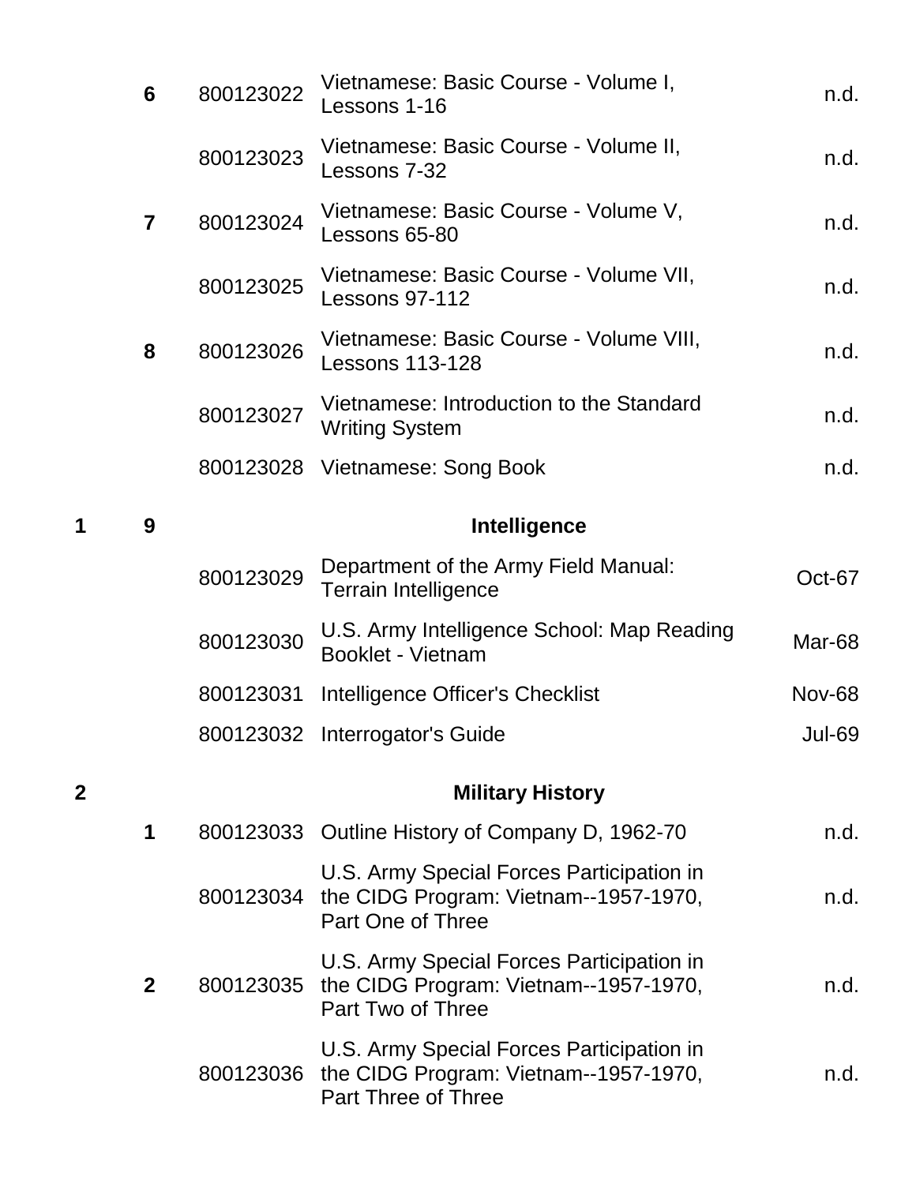| Box | Folder | ID | Title | Date |
|---|---|---|---|---|
| | 6 | 800123022 | Vietnamese: Basic Course - Volume I, Lessons 1-16 | n.d. |
| | | 800123023 | Vietnamese: Basic Course - Volume II, Lessons 7-32 | n.d. |
| | 7 | 800123024 | Vietnamese: Basic Course - Volume V, Lessons 65-80 | n.d. |
| | | 800123025 | Vietnamese: Basic Course - Volume VII, Lessons 97-112 | n.d. |
| | 8 | 800123026 | Vietnamese: Basic Course - Volume VIII, Lessons 113-128 | n.d. |
| | | 800123027 | Vietnamese: Introduction to the Standard Writing System | n.d. |
| | | 800123028 | Vietnamese: Song Book | n.d. |
| **1** | **9** | | **Intelligence** | |
| | | 800123029 | Department of the Army Field Manual: Terrain Intelligence | Oct-67 |
| | | 800123030 | U.S. Army Intelligence School: Map Reading Booklet - Vietnam | Mar-68 |
| | | 800123031 | Intelligence Officer's Checklist | Nov-68 |
| | | 800123032 | Interrogator's Guide | Jul-69 |
| **2** | | | **Military History** | |
| | 1 | 800123033 | Outline History of Company D, 1962-70 | n.d. |
| | | 800123034 | U.S. Army Special Forces Participation in the CIDG Program: Vietnam--1957-1970, Part One of Three | n.d. |
| | 2 | 800123035 | U.S. Army Special Forces Participation in the CIDG Program: Vietnam--1957-1970, Part Two of Three | n.d. |
| | | 800123036 | U.S. Army Special Forces Participation in the CIDG Program: Vietnam--1957-1970, Part Three of Three | n.d. |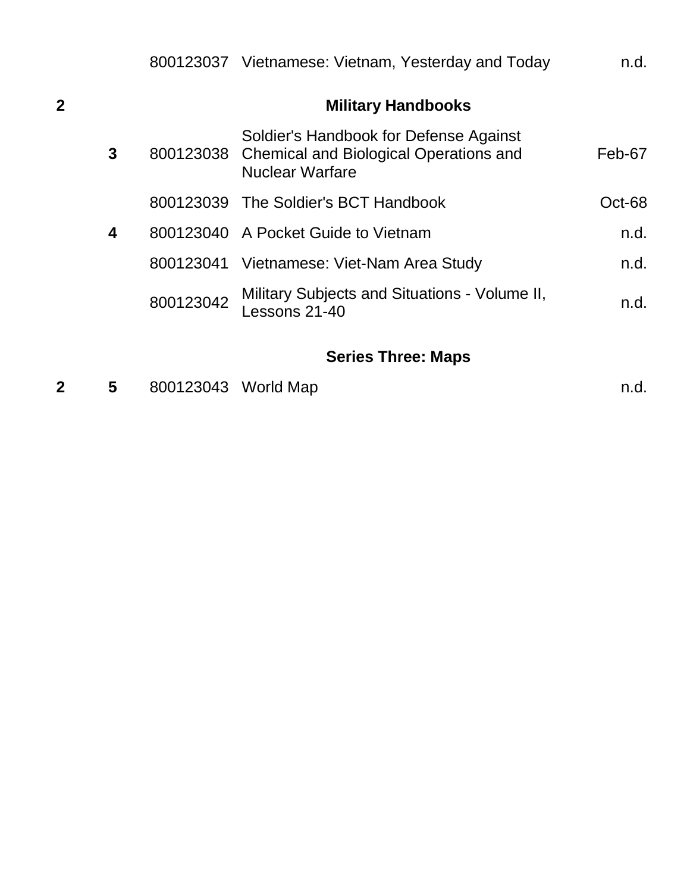| | | | | |
|---|---|---|---|---|
| | | 800123037 | Vietnamese: Vietnam, Yesterday and Today | n.d. |
| **2** | | | **Military Handbooks** | |
| | **3** | 800123038 | Soldier's Handbook for Defense Against Chemical and Biological Operations and Nuclear Warfare | Feb-67 |
| | | 800123039 | The Soldier's BCT Handbook | Oct-68 |
| | **4** | 800123040 | A Pocket Guide to Vietnam | n.d. |
| | | 800123041 | Vietnamese: Viet-Nam Area Study | n.d. |
| | | 800123042 | Military Subjects and Situations - Volume II, Lessons 21-40 | n.d. |
| | | | **Series Three: Maps** | |
| **2** | **5** | 800123043 | World Map | n.d. |